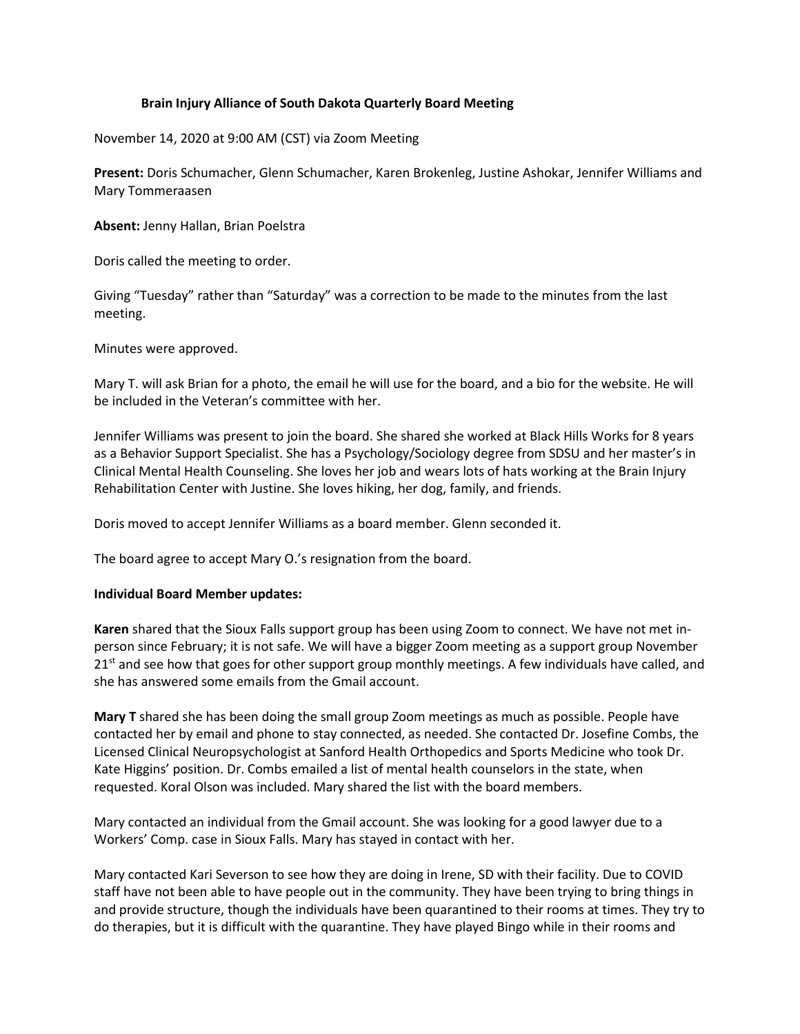# Brain Injury Alliance of South Dakota Quarterly Board Meeting

November 14, 2020 at 9:00 AM (CST) via Zoom Meeting

**Present:** Doris Schumacher, Glenn Schumacher, Karen Brokenleg, Justine Ashokar, Jennifer Williams and Mary Tommeraasen

**Absent:** Jenny Hallan, Brian Poelstra

Doris called the meeting to order.

Giving "Tuesday" rather than "Saturday" was a correction to be made to the minutes from the last meeting.

Minutes were approved.

Mary T. will ask Brian for a photo, the email he will use for the board, and a bio for the website. He will be included in the Veteran's committee with her.

Jennifer Williams was present to join the board. She shared she worked at Black Hills Works for 8 years as a Behavior Support Specialist. She has a Psychology/Sociology degree from SDSU and her master's in Clinical Mental Health Counseling. She loves her job and wears lots of hats working at the Brain Injury Rehabilitation Center with Justine. She loves hiking, her dog, family, and friends.

Doris moved to accept Jennifer Williams as a board member. Glenn seconded it.

The board agree to accept Mary O.'s resignation from the board.

**Individual Board Member updates:**

**Karen** shared that the Sioux Falls support group has been using Zoom to connect. We have not met in-person since February; it is not safe. We will have a bigger Zoom meeting as a support group November 21st and see how that goes for other support group monthly meetings. A few individuals have called, and she has answered some emails from the Gmail account.

**Mary T** shared she has been doing the small group Zoom meetings as much as possible. People have contacted her by email and phone to stay connected, as needed. She contacted Dr. Josefine Combs, the Licensed Clinical Neuropsychologist at Sanford Health Orthopedics and Sports Medicine who took Dr. Kate Higgins' position. Dr. Combs emailed a list of mental health counselors in the state, when requested. Koral Olson was included. Mary shared the list with the board members.

Mary contacted an individual from the Gmail account. She was looking for a good lawyer due to a Workers' Comp. case in Sioux Falls. Mary has stayed in contact with her.

Mary contacted Kari Severson to see how they are doing in Irene, SD with their facility. Due to COVID staff have not been able to have people out in the community. They have been trying to bring things in and provide structure, though the individuals have been quarantined to their rooms at times. They try to do therapies, but it is difficult with the quarantine. They have played Bingo while in their rooms and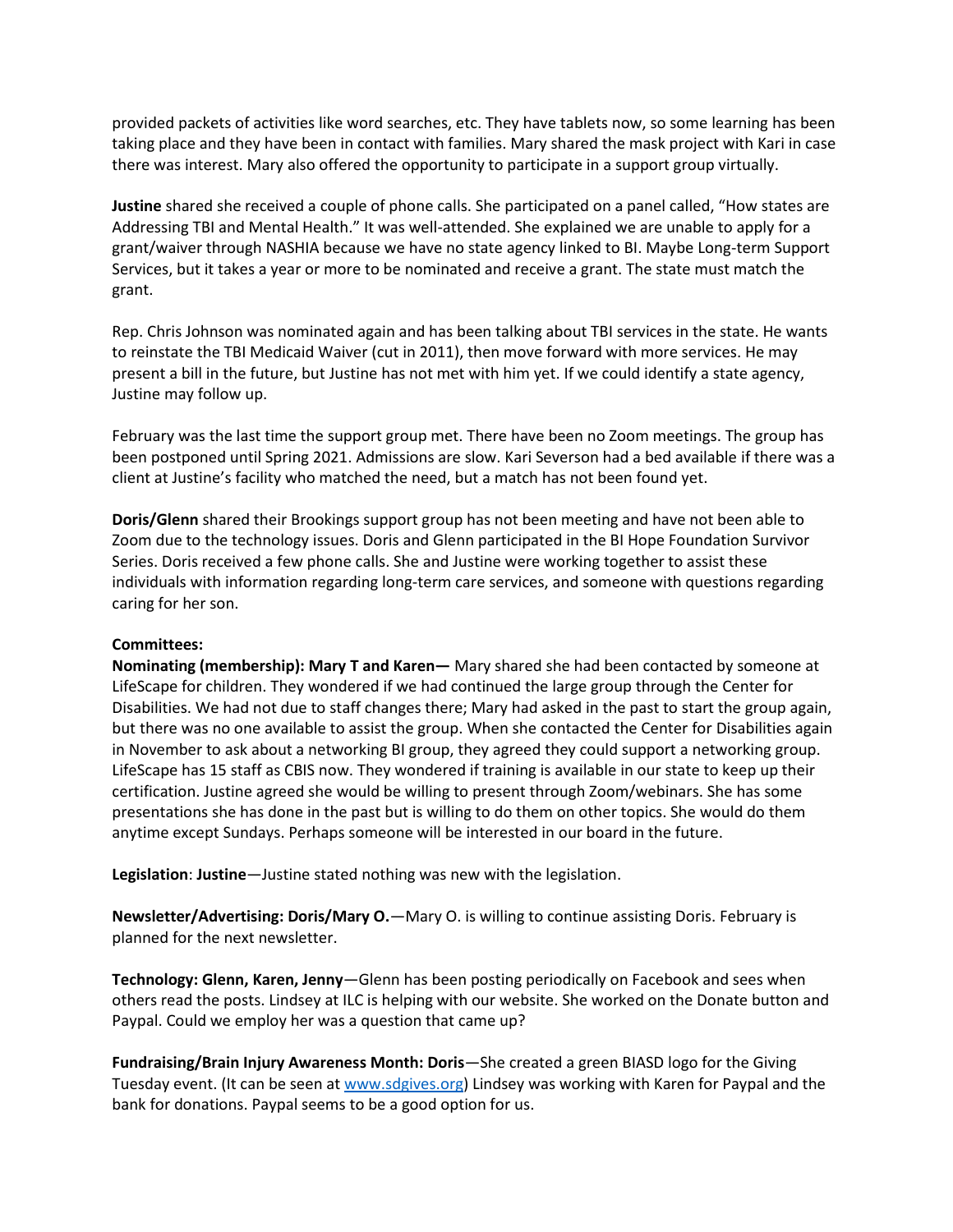provided packets of activities like word searches, etc. They have tablets now, so some learning has been taking place and they have been in contact with families. Mary shared the mask project with Kari in case there was interest. Mary also offered the opportunity to participate in a support group virtually.

**Justine** shared she received a couple of phone calls. She participated on a panel called, "How states are Addressing TBI and Mental Health." It was well-attended. She explained we are unable to apply for a grant/waiver through NASHIA because we have no state agency linked to BI. Maybe Long-term Support Services, but it takes a year or more to be nominated and receive a grant. The state must match the grant.

Rep. Chris Johnson was nominated again and has been talking about TBI services in the state. He wants to reinstate the TBI Medicaid Waiver (cut in 2011), then move forward with more services. He may present a bill in the future, but Justine has not met with him yet. If we could identify a state agency, Justine may follow up.

February was the last time the support group met. There have been no Zoom meetings. The group has been postponed until Spring 2021. Admissions are slow. Kari Severson had a bed available if there was a client at Justine's facility who matched the need, but a match has not been found yet.

**Doris/Glenn** shared their Brookings support group has not been meeting and have not been able to Zoom due to the technology issues. Doris and Glenn participated in the BI Hope Foundation Survivor Series. Doris received a few phone calls. She and Justine were working together to assist these individuals with information regarding long-term care services, and someone with questions regarding caring for her son.

**Committees:**

**Nominating (membership): Mary T and Karen—** Mary shared she had been contacted by someone at LifeScape for children. They wondered if we had continued the large group through the Center for Disabilities. We had not due to staff changes there; Mary had asked in the past to start the group again, but there was no one available to assist the group. When she contacted the Center for Disabilities again in November to ask about a networking BI group, they agreed they could support a networking group. LifeScape has 15 staff as CBIS now. They wondered if training is available in our state to keep up their certification. Justine agreed she would be willing to present through Zoom/webinars. She has some presentations she has done in the past but is willing to do them on other topics. She would do them anytime except Sundays. Perhaps someone will be interested in our board in the future.

**Legislation**: **Justine**—Justine stated nothing was new with the legislation.

**Newsletter/Advertising: Doris/Mary O.**—Mary O. is willing to continue assisting Doris. February is planned for the next newsletter.

**Technology: Glenn, Karen, Jenny**—Glenn has been posting periodically on Facebook and sees when others read the posts. Lindsey at ILC is helping with our website. She worked on the Donate button and Paypal. Could we employ her was a question that came up?

**Fundraising/Brain Injury Awareness Month: Doris**—She created a green BIASD logo for the Giving Tuesday event. (It can be seen at [www.sdgives.org](www.sdgives.org)) Lindsey was working with Karen for Paypal and the bank for donations. Paypal seems to be a good option for us.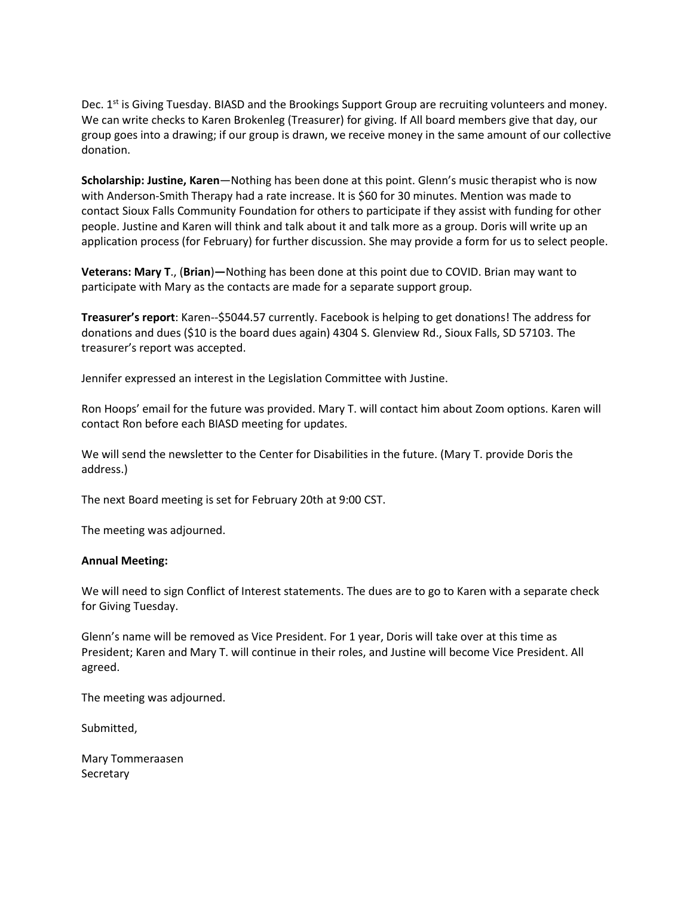Dec. 1st is Giving Tuesday. BIASD and the Brookings Support Group are recruiting volunteers and money. We can write checks to Karen Brokenleg (Treasurer) for giving. If All board members give that day, our group goes into a drawing; if our group is drawn, we receive money in the same amount of our collective donation.

**Scholarship: Justine, Karen**—Nothing has been done at this point. Glenn's music therapist who is now with Anderson-Smith Therapy had a rate increase. It is $60 for 30 minutes. Mention was made to contact Sioux Falls Community Foundation for others to participate if they assist with funding for other people. Justine and Karen will think and talk about it and talk more as a group. Doris will write up an application process (for February) for further discussion. She may provide a form for us to select people.

**Veterans: Mary T**., (**Brian**)**—**Nothing has been done at this point due to COVID. Brian may want to participate with Mary as the contacts are made for a separate support group.

**Treasurer's report**: Karen--$5044.57 currently. Facebook is helping to get donations! The address for donations and dues ($10 is the board dues again) 4304 S. Glenview Rd., Sioux Falls, SD 57103. The treasurer's report was accepted.

Jennifer expressed an interest in the Legislation Committee with Justine.

Ron Hoops' email for the future was provided. Mary T. will contact him about Zoom options. Karen will contact Ron before each BIASD meeting for updates.

We will send the newsletter to the Center for Disabilities in the future. (Mary T. provide Doris the address.)

The next Board meeting is set for February 20th at 9:00 CST.

The meeting was adjourned.

**Annual Meeting:**

We will need to sign Conflict of Interest statements. The dues are to go to Karen with a separate check for Giving Tuesday.

Glenn's name will be removed as Vice President. For 1 year, Doris will take over at this time as President; Karen and Mary T. will continue in their roles, and Justine will become Vice President. All agreed.

The meeting was adjourned.

Submitted,

Mary Tommeraasen
Secretary